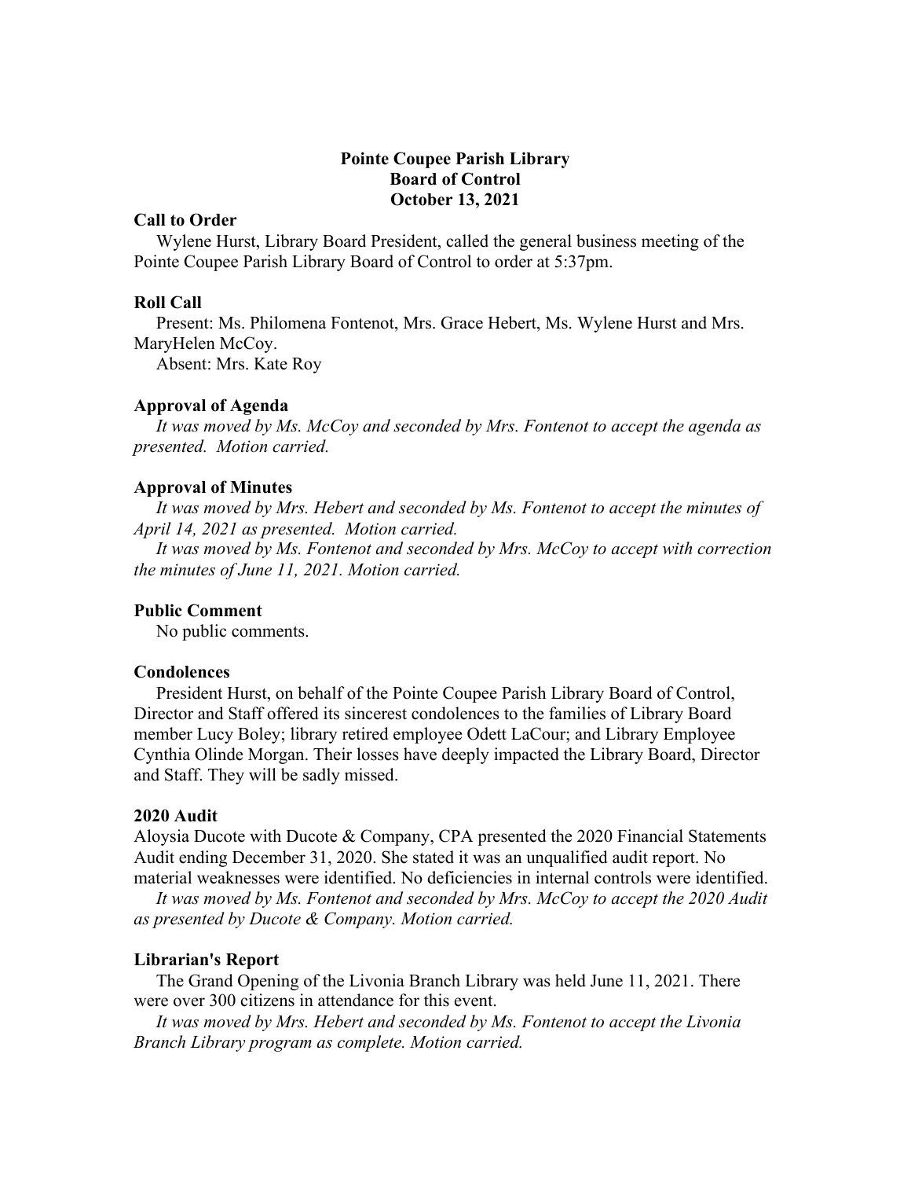# Pointe Coupee Parish Library
## Board of Control
## October 13, 2021

### Call to Order

Wylene Hurst, Library Board President, called the general business meeting of the Pointe Coupee Parish Library Board of Control to order at 5:37pm.

### Roll Call

Present: Ms. Philomena Fontenot, Mrs. Grace Hebert, Ms. Wylene Hurst and Mrs. MaryHelen McCoy.

Absent: Mrs. Kate Roy

### Approval of Agenda

*It was moved by Ms. McCoy and seconded by Mrs. Fontenot to accept the agenda as presented. Motion carried.*

### Approval of Minutes

*It was moved by Mrs. Hebert and seconded by Ms. Fontenot to accept the minutes of April 14, 2021 as presented. Motion carried.*

*It was moved by Ms. Fontenot and seconded by Mrs. McCoy to accept with correction the minutes of June 11, 2021. Motion carried.*

### Public Comment

No public comments.

### Condolences

President Hurst, on behalf of the Pointe Coupee Parish Library Board of Control, Director and Staff offered its sincerest condolences to the families of Library Board member Lucy Boley; library retired employee Odett LaCour; and Library Employee Cynthia Olinde Morgan. Their losses have deeply impacted the Library Board, Director and Staff. They will be sadly missed.

### 2020 Audit

Aloysia Ducote with Ducote & Company, CPA presented the 2020 Financial Statements Audit ending December 31, 2020. She stated it was an unqualified audit report. No material weaknesses were identified. No deficiencies in internal controls were identified.

*It was moved by Ms. Fontenot and seconded by Mrs. McCoy to accept the 2020 Audit as presented by Ducote & Company. Motion carried.*

### Librarian's Report

The Grand Opening of the Livonia Branch Library was held June 11, 2021. There were over 300 citizens in attendance for this event.

*It was moved by Mrs. Hebert and seconded by Ms. Fontenot to accept the Livonia Branch Library program as complete. Motion carried.*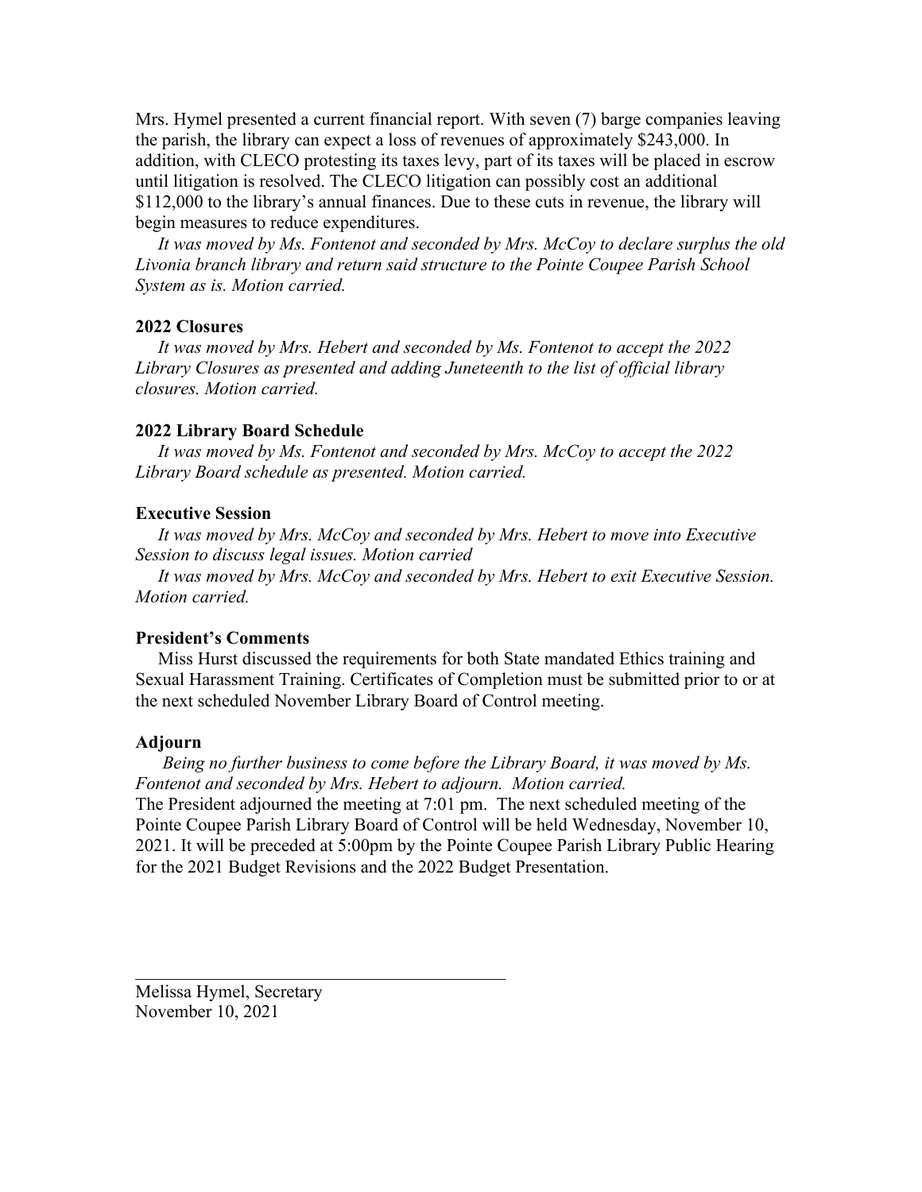Mrs. Hymel presented a current financial report. With seven (7) barge companies leaving the parish, the library can expect a loss of revenues of approximately $243,000. In addition, with CLECO protesting its taxes levy, part of its taxes will be placed in escrow until litigation is resolved. The CLECO litigation can possibly cost an additional $112,000 to the library's annual finances. Due to these cuts in revenue, the library will begin measures to reduce expenditures.

*It was moved by Ms. Fontenot and seconded by Mrs. McCoy to declare surplus the old Livonia branch library and return said structure to the Pointe Coupee Parish School System as is. Motion carried.*

**2022 Closures**

*It was moved by Mrs. Hebert and seconded by Ms. Fontenot to accept the 2022 Library Closures as presented and adding Juneteenth to the list of official library closures. Motion carried.*

**2022 Library Board Schedule**

*It was moved by Ms. Fontenot and seconded by Mrs. McCoy to accept the 2022 Library Board schedule as presented. Motion carried.*

**Executive Session**

*It was moved by Mrs. McCoy and seconded by Mrs. Hebert to move into Executive Session to discuss legal issues. Motion carried*

*It was moved by Mrs. McCoy and seconded by Mrs. Hebert to exit Executive Session. Motion carried.*

**President's Comments**

Miss Hurst discussed the requirements for both State mandated Ethics training and Sexual Harassment Training. Certificates of Completion must be submitted prior to or at the next scheduled November Library Board of Control meeting.

**Adjourn**

*Being no further business to come before the Library Board, it was moved by Ms. Fontenot and seconded by Mrs. Hebert to adjourn. Motion carried.*

The President adjourned the meeting at 7:01 pm. The next scheduled meeting of the Pointe Coupee Parish Library Board of Control will be held Wednesday, November 10, 2021. It will be preceded at 5:00pm by the Pointe Coupee Parish Library Public Hearing for the 2021 Budget Revisions and the 2022 Budget Presentation.

\_\_\_\_\_\_\_\_\_\_\_\_\_\_\_\_\_\_\_\_\_\_\_\_\_\_\_\_\_\_\_\_\_\_\_\_\_\_\_\_

Melissa Hymel, Secretary

November 10, 2021